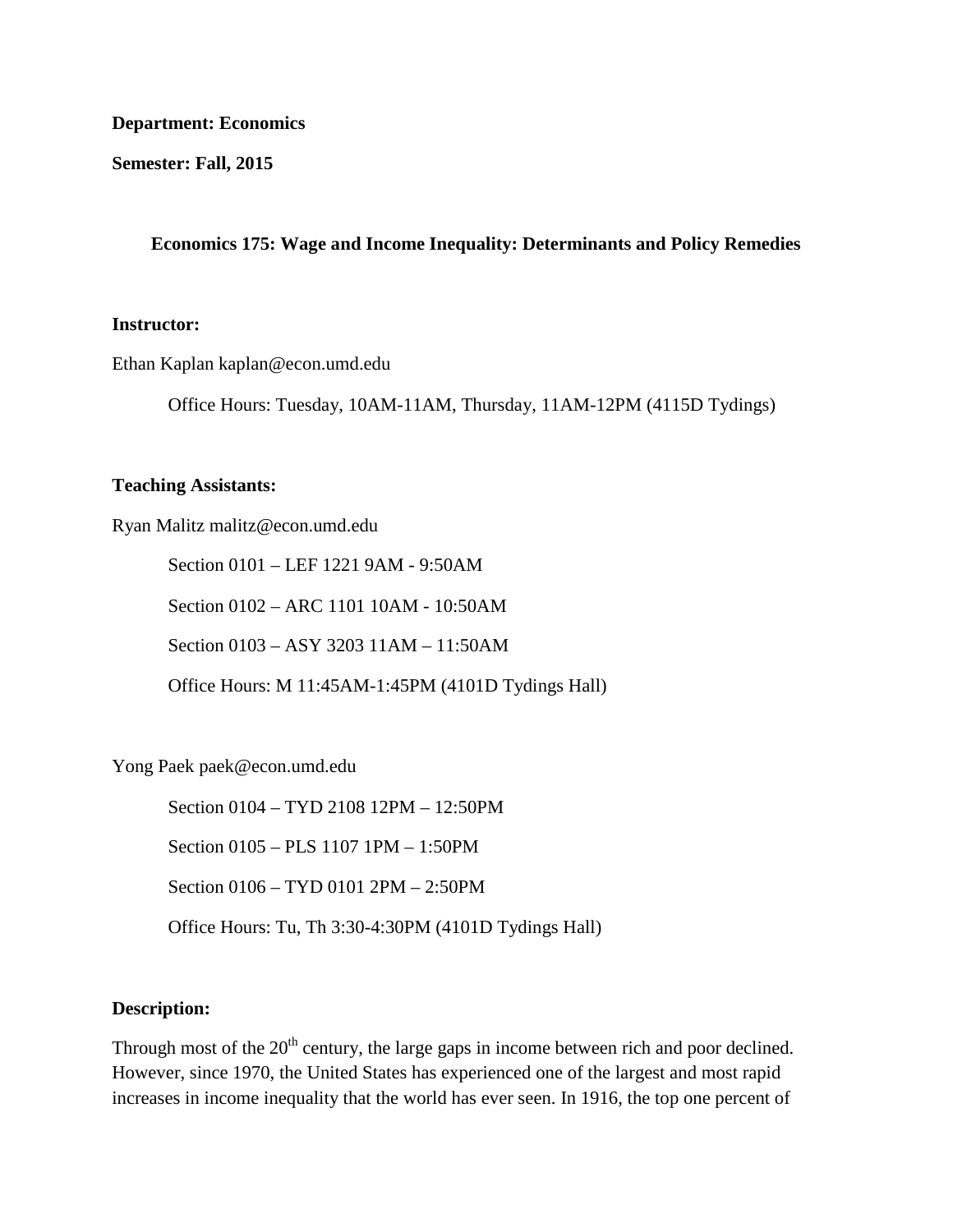**Department: Economics**

**Semester: Fall, 2015**

**Economics 175: Wage and Income Inequality: Determinants and Policy Remedies**

**Instructor:**

Ethan Kaplan kaplan@econ.umd.edu

Office Hours: Tuesday, 10AM-11AM, Thursday, 11AM-12PM (4115D Tydings)

**Teaching Assistants:**

Ryan Malitz malitz@econ.umd.edu

Section 0101 – LEF 1221 9AM - 9:50AM

Section 0102 – ARC 1101 10AM - 10:50AM

Section 0103 – ASY 3203 11AM – 11:50AM

Office Hours: M 11:45AM-1:45PM (4101D Tydings Hall)

Yong Paek paek@econ.umd.edu

Section 0104 – TYD 2108 12PM – 12:50PM

Section 0105 – PLS 1107 1PM – 1:50PM

Section 0106 – TYD 0101 2PM – 2:50PM

Office Hours: Tu, Th 3:30-4:30PM (4101D Tydings Hall)

**Description:**

Through most of the 20th century, the large gaps in income between rich and poor declined. However, since 1970, the United States has experienced one of the largest and most rapid increases in income inequality that the world has ever seen. In 1916, the top one percent of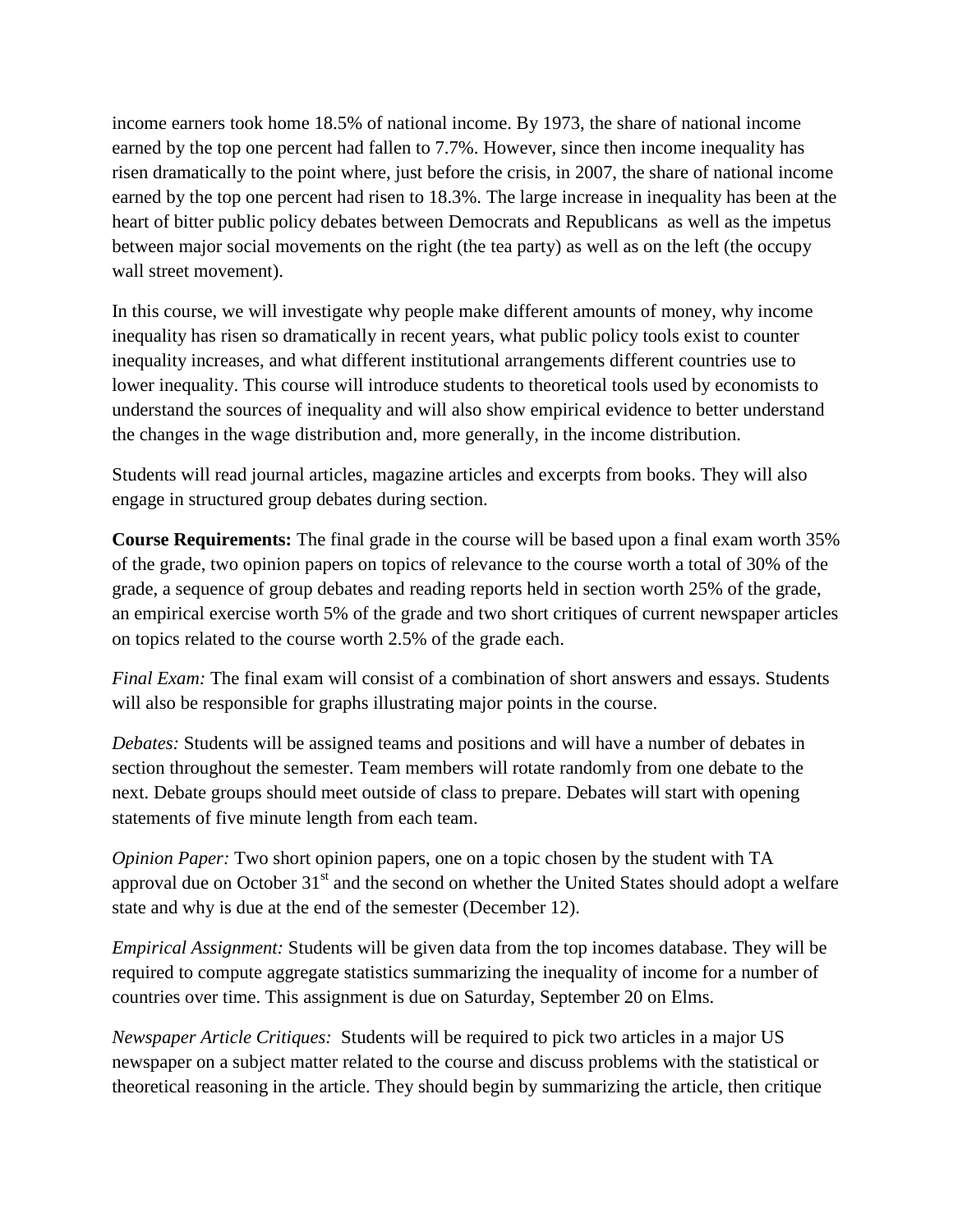income earners took home 18.5% of national income. By 1973, the share of national income earned by the top one percent had fallen to 7.7%. However, since then income inequality has risen dramatically to the point where, just before the crisis, in 2007, the share of national income earned by the top one percent had risen to 18.3%. The large increase in inequality has been at the heart of bitter public policy debates between Democrats and Republicans as well as the impetus between major social movements on the right (the tea party) as well as on the left (the occupy wall street movement).

In this course, we will investigate why people make different amounts of money, why income inequality has risen so dramatically in recent years, what public policy tools exist to counter inequality increases, and what different institutional arrangements different countries use to lower inequality. This course will introduce students to theoretical tools used by economists to understand the sources of inequality and will also show empirical evidence to better understand the changes in the wage distribution and, more generally, in the income distribution.

Students will read journal articles, magazine articles and excerpts from books. They will also engage in structured group debates during section.

**Course Requirements:** The final grade in the course will be based upon a final exam worth 35% of the grade, two opinion papers on topics of relevance to the course worth a total of 30% of the grade, a sequence of group debates and reading reports held in section worth 25% of the grade, an empirical exercise worth 5% of the grade and two short critiques of current newspaper articles on topics related to the course worth 2.5% of the grade each.

*Final Exam:* The final exam will consist of a combination of short answers and essays. Students will also be responsible for graphs illustrating major points in the course.

*Debates:* Students will be assigned teams and positions and will have a number of debates in section throughout the semester. Team members will rotate randomly from one debate to the next. Debate groups should meet outside of class to prepare. Debates will start with opening statements of five minute length from each team.

*Opinion Paper:* Two short opinion papers, one on a topic chosen by the student with TA approval due on October 31st and the second on whether the United States should adopt a welfare state and why is due at the end of the semester (December 12).

*Empirical Assignment:* Students will be given data from the top incomes database. They will be required to compute aggregate statistics summarizing the inequality of income for a number of countries over time. This assignment is due on Saturday, September 20 on Elms.

*Newspaper Article Critiques:* Students will be required to pick two articles in a major US newspaper on a subject matter related to the course and discuss problems with the statistical or theoretical reasoning in the article. They should begin by summarizing the article, then critique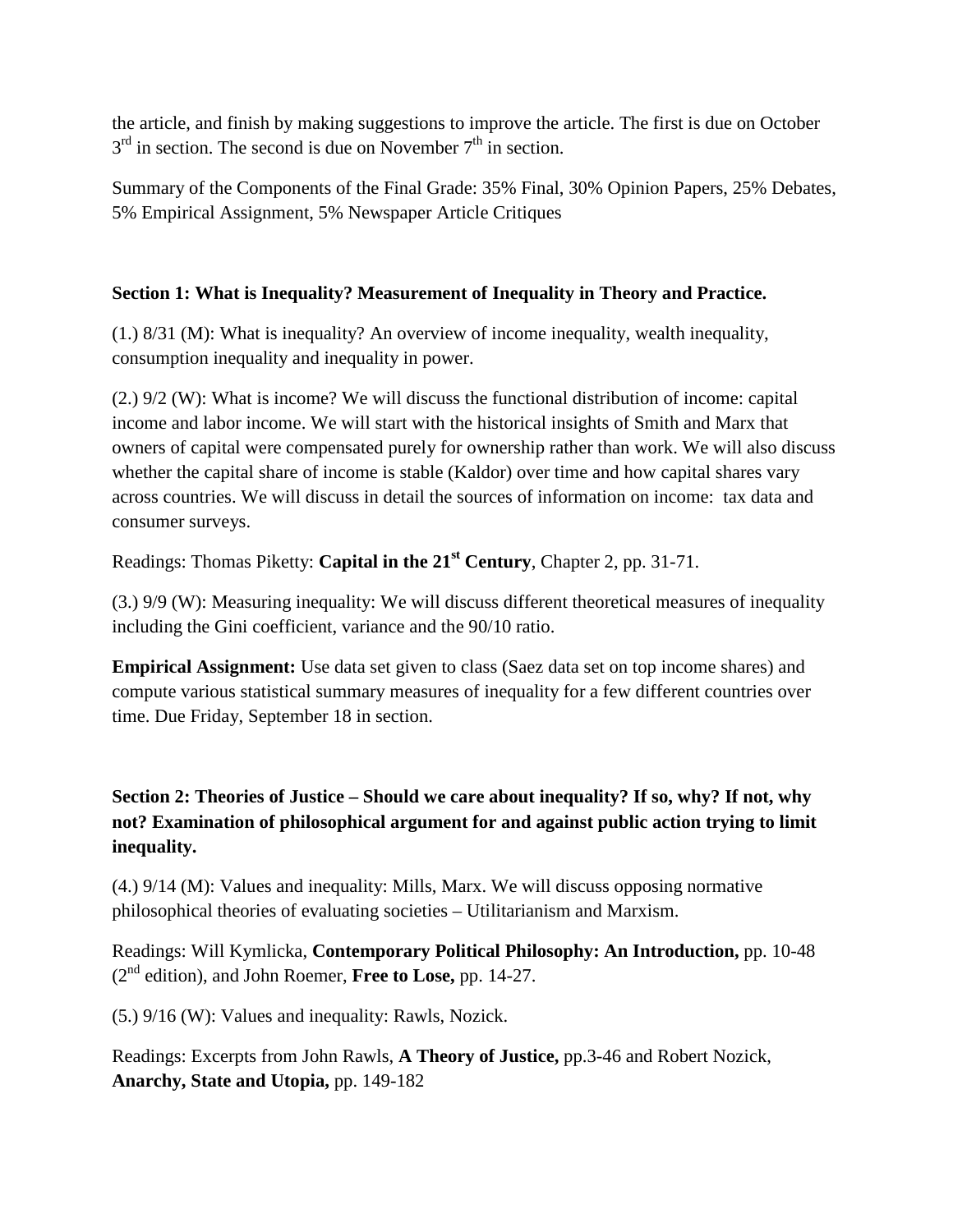the article, and finish by making suggestions to improve the article. The first is due on October 3rd in section. The second is due on November 7th in section.

Summary of the Components of the Final Grade: 35% Final, 30% Opinion Papers, 25% Debates, 5% Empirical Assignment, 5% Newspaper Article Critiques

**Section 1: What is Inequality? Measurement of Inequality in Theory and Practice.**

(1.) 8/31 (M): What is inequality? An overview of income inequality, wealth inequality, consumption inequality and inequality in power.

(2.) 9/2 (W): What is income? We will discuss the functional distribution of income: capital income and labor income. We will start with the historical insights of Smith and Marx that owners of capital were compensated purely for ownership rather than work. We will also discuss whether the capital share of income is stable (Kaldor) over time and how capital shares vary across countries. We will discuss in detail the sources of information on income: tax data and consumer surveys.

Readings: Thomas Piketty: **Capital in the 21st Century**, Chapter 2, pp. 31-71.

(3.) 9/9 (W): Measuring inequality: We will discuss different theoretical measures of inequality including the Gini coefficient, variance and the 90/10 ratio.

**Empirical Assignment:** Use data set given to class (Saez data set on top income shares) and compute various statistical summary measures of inequality for a few different countries over time. Due Friday, September 18 in section.

**Section 2: Theories of Justice – Should we care about inequality? If so, why? If not, why not? Examination of philosophical argument for and against public action trying to limit inequality.**

(4.) 9/14 (M): Values and inequality: Mills, Marx. We will discuss opposing normative philosophical theories of evaluating societies – Utilitarianism and Marxism.

Readings: Will Kymlicka, **Contemporary Political Philosophy: An Introduction,** pp. 10-48 (2nd edition), and John Roemer, **Free to Lose,** pp. 14-27.

(5.) 9/16 (W): Values and inequality: Rawls, Nozick.

Readings: Excerpts from John Rawls, **A Theory of Justice,** pp.3-46 and Robert Nozick, **Anarchy, State and Utopia,** pp. 149-182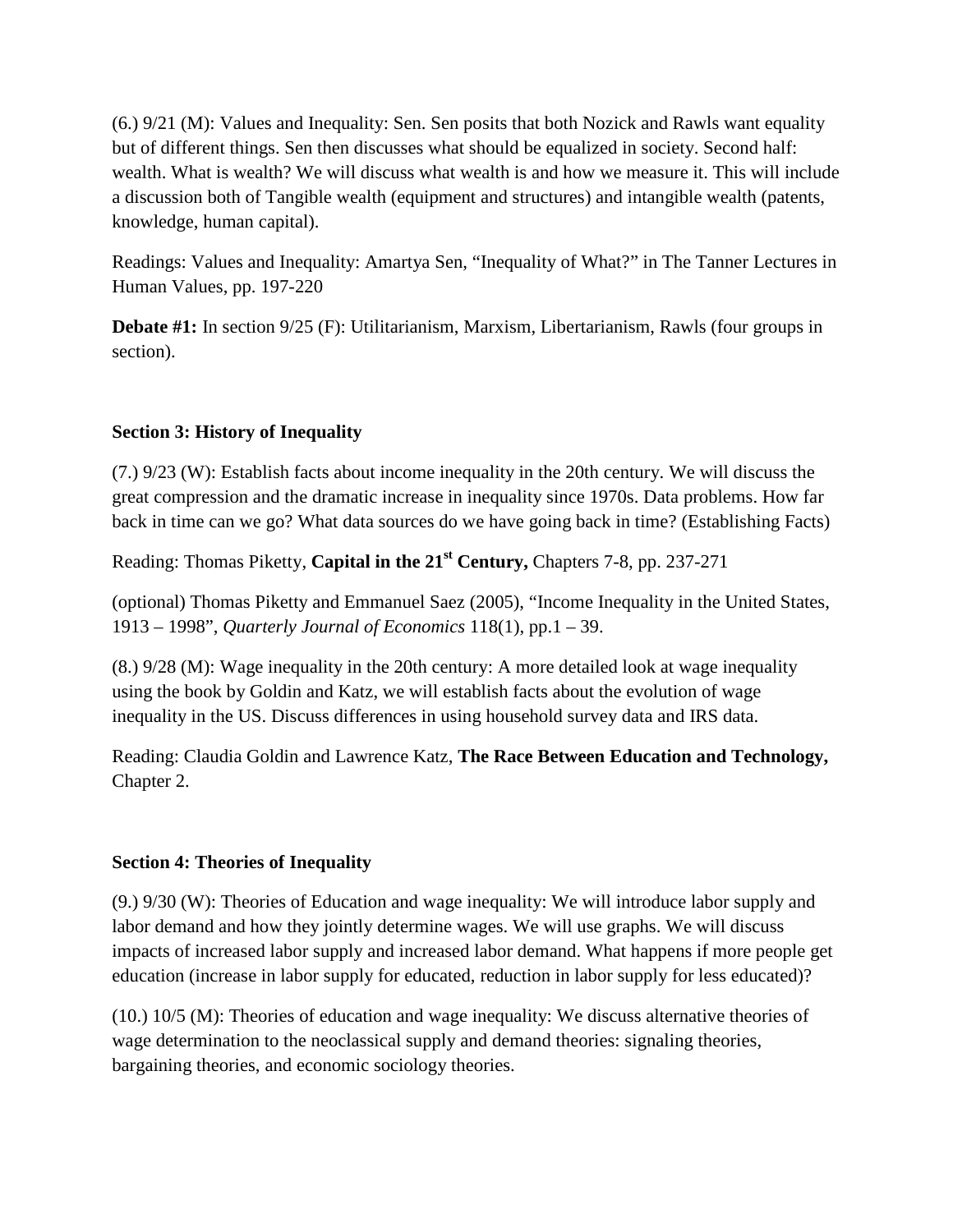(6.) 9/21 (M): Values and Inequality: Sen. Sen posits that both Nozick and Rawls want equality but of different things. Sen then discusses what should be equalized in society. Second half: wealth. What is wealth? We will discuss what wealth is and how we measure it. This will include a discussion both of Tangible wealth (equipment and structures) and intangible wealth (patents, knowledge, human capital).

Readings: Values and Inequality: Amartya Sen, "Inequality of What?" in The Tanner Lectures in Human Values, pp. 197-220

**Debate #1:** In section 9/25 (F): Utilitarianism, Marxism, Libertarianism, Rawls (four groups in section).

## Section 3: History of Inequality

(7.) 9/23 (W): Establish facts about income inequality in the 20th century. We will discuss the great compression and the dramatic increase in inequality since 1970s. Data problems. How far back in time can we go? What data sources do we have going back in time? (Establishing Facts)

Reading: Thomas Piketty, **Capital in the 21st Century,** Chapters 7-8, pp. 237-271

(optional) Thomas Piketty and Emmanuel Saez (2005), "Income Inequality in the United States, 1913 – 1998", *Quarterly Journal of Economics* 118(1), pp.1 – 39.

(8.) 9/28 (M): Wage inequality in the 20th century: A more detailed look at wage inequality using the book by Goldin and Katz, we will establish facts about the evolution of wage inequality in the US. Discuss differences in using household survey data and IRS data.

Reading: Claudia Goldin and Lawrence Katz, **The Race Between Education and Technology,** Chapter 2.

## Section 4: Theories of Inequality

(9.) 9/30 (W): Theories of Education and wage inequality: We will introduce labor supply and labor demand and how they jointly determine wages. We will use graphs. We will discuss impacts of increased labor supply and increased labor demand. What happens if more people get education (increase in labor supply for educated, reduction in labor supply for less educated)?

(10.) 10/5 (M): Theories of education and wage inequality: We discuss alternative theories of wage determination to the neoclassical supply and demand theories: signaling theories, bargaining theories, and economic sociology theories.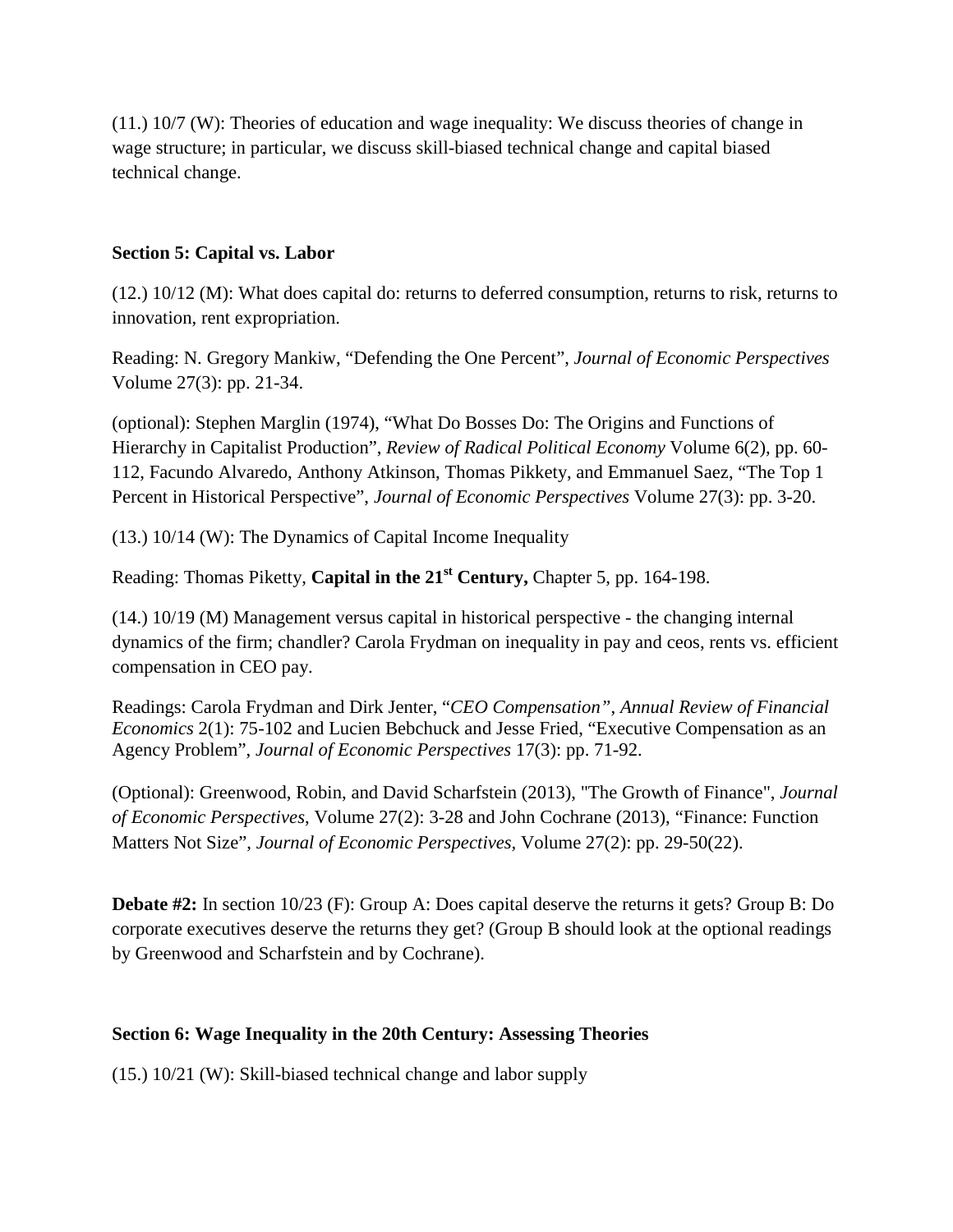(11.) 10/7 (W): Theories of education and wage inequality: We discuss theories of change in wage structure; in particular, we discuss skill-biased technical change and capital biased technical change.

**Section 5: Capital vs. Labor**

(12.) 10/12 (M): What does capital do: returns to deferred consumption, returns to risk, returns to innovation, rent expropriation.

Reading: N. Gregory Mankiw, "Defending the One Percent", *Journal of Economic Perspectives* Volume 27(3): pp. 21-34.

(optional): Stephen Marglin (1974), "What Do Bosses Do: The Origins and Functions of Hierarchy in Capitalist Production", *Review of Radical Political Economy* Volume 6(2), pp. 60-112, Facundo Alvaredo, Anthony Atkinson, Thomas Pikkety, and Emmanuel Saez, "The Top 1 Percent in Historical Perspective", *Journal of Economic Perspectives* Volume 27(3): pp. 3-20.

(13.) 10/14 (W): The Dynamics of Capital Income Inequality

Reading: Thomas Piketty, **Capital in the 21st Century,** Chapter 5, pp. 164-198.

(14.) 10/19 (M) Management versus capital in historical perspective - the changing internal dynamics of the firm; chandler? Carola Frydman on inequality in pay and ceos, rents vs. efficient compensation in CEO pay.

Readings: Carola Frydman and Dirk Jenter, "*CEO Compensation"*, *Annual Review of Financial Economics* 2(1): 75-102 and Lucien Bebchuck and Jesse Fried, "Executive Compensation as an Agency Problem", *Journal of Economic Perspectives* 17(3): pp. 71-92.

(Optional): Greenwood, Robin, and David Scharfstein (2013), "The Growth of Finance", *Journal of Economic Perspectives*, Volume 27(2): 3-28 and John Cochrane (2013), "Finance: Function Matters Not Size", *Journal of Economic Perspectives,* Volume 27(2): pp. 29-50(22).

**Debate #2:** In section 10/23 (F): Group A: Does capital deserve the returns it gets? Group B: Do corporate executives deserve the returns they get? (Group B should look at the optional readings by Greenwood and Scharfstein and by Cochrane).

**Section 6: Wage Inequality in the 20th Century: Assessing Theories**

(15.) 10/21 (W): Skill-biased technical change and labor supply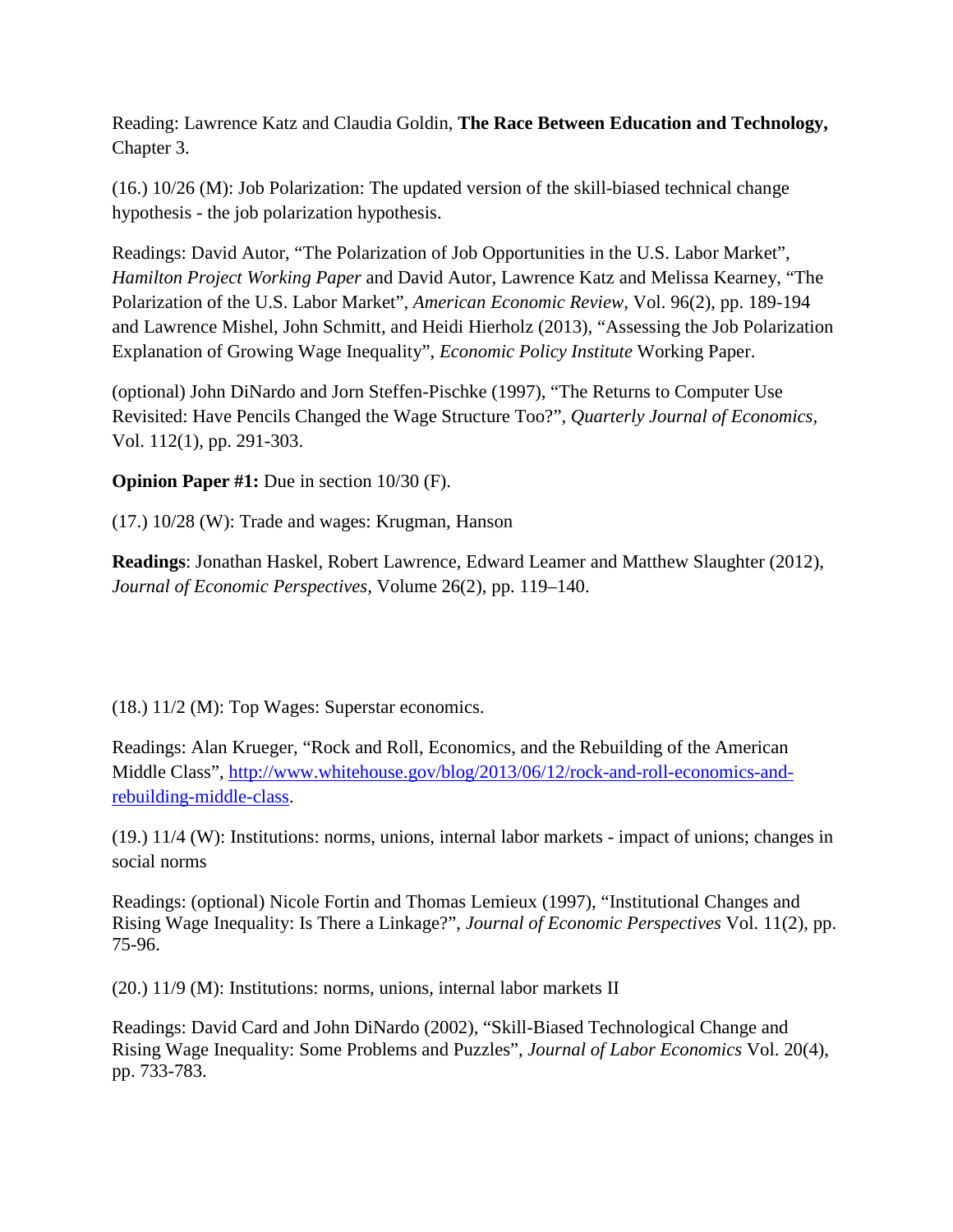Reading: Lawrence Katz and Claudia Goldin, **The Race Between Education and Technology,** Chapter 3.

(16.) 10/26 (M): Job Polarization: The updated version of the skill-biased technical change hypothesis - the job polarization hypothesis.

Readings: David Autor, "The Polarization of Job Opportunities in the U.S. Labor Market", *Hamilton Project Working Paper* and David Autor, Lawrence Katz and Melissa Kearney, "The Polarization of the U.S. Labor Market", *American Economic Review*, Vol. 96(2), pp. 189-194 and Lawrence Mishel, John Schmitt, and Heidi Hierholz (2013), "Assessing the Job Polarization Explanation of Growing Wage Inequality", *Economic Policy Institute* Working Paper.

(optional) John DiNardo and Jorn Steffen-Pischke (1997), "The Returns to Computer Use Revisited: Have Pencils Changed the Wage Structure Too?", *Quarterly Journal of Economics*, Vol. 112(1), pp. 291-303.

**Opinion Paper #1:** Due in section 10/30 (F).

(17.) 10/28 (W): Trade and wages: Krugman, Hanson

**Readings**: Jonathan Haskel, Robert Lawrence, Edward Leamer and Matthew Slaughter (2012), *Journal of Economic Perspectives*, Volume 26(2), pp. 119–140.

(18.) 11/2 (M): Top Wages: Superstar economics.

Readings: Alan Krueger, "Rock and Roll, Economics, and the Rebuilding of the American Middle Class", [http://www.whitehouse.gov/blog/2013/06/12/rock-and-roll-economics-and-rebuilding-middle-class](http://www.whitehouse.gov/blog/2013/06/12/rock-and-roll-economics-and-rebuilding-middle-class).

(19.) 11/4 (W): Institutions: norms, unions, internal labor markets - impact of unions; changes in social norms

Readings: (optional) Nicole Fortin and Thomas Lemieux (1997), "Institutional Changes and Rising Wage Inequality: Is There a Linkage?", *Journal of Economic Perspectives* Vol. 11(2), pp. 75-96.

(20.) 11/9 (M): Institutions: norms, unions, internal labor markets II

Readings: David Card and John DiNardo (2002), "Skill-Biased Technological Change and Rising Wage Inequality: Some Problems and Puzzles", *Journal of Labor Economics* Vol. 20(4), pp. 733-783.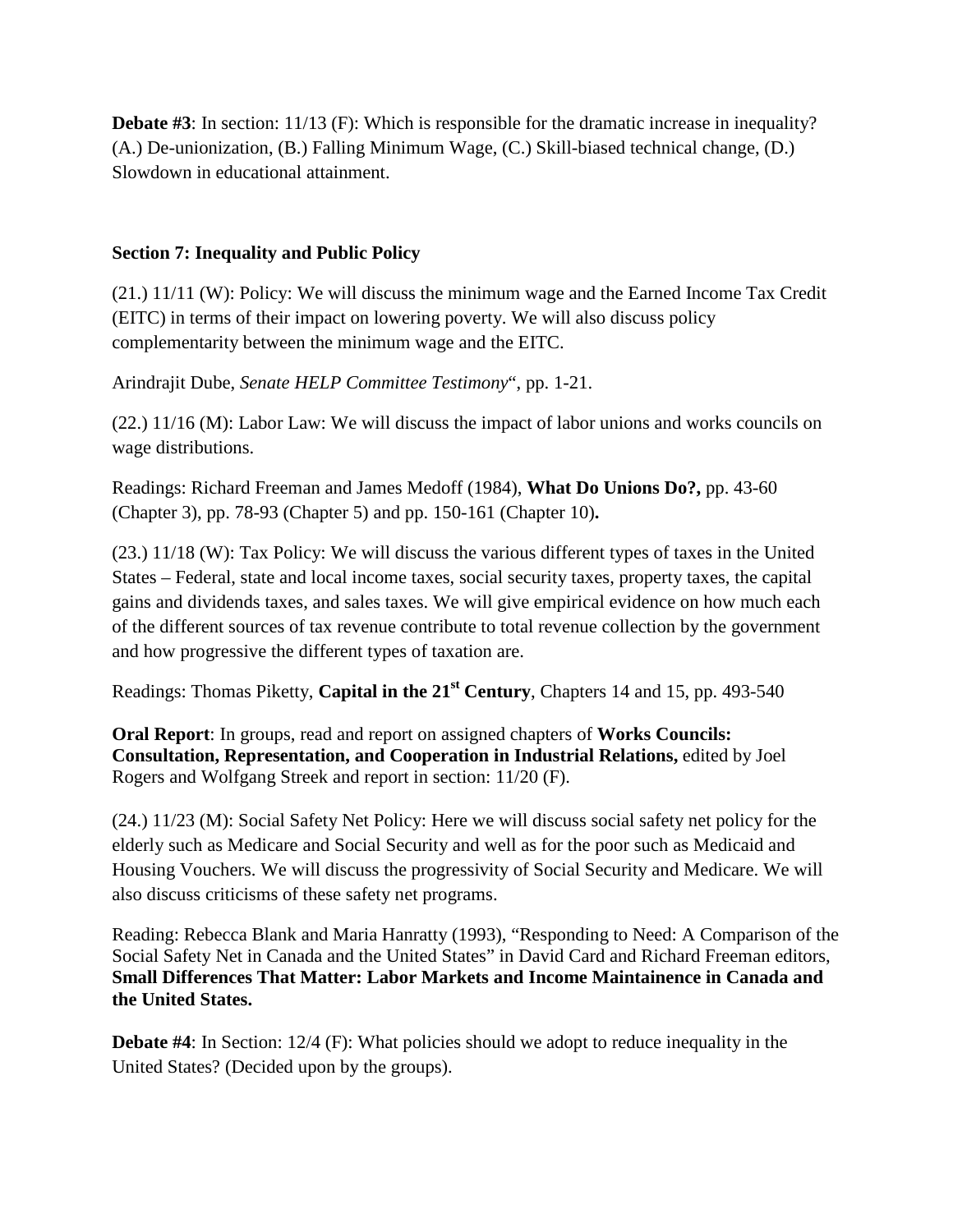**Debate #3**: In section: 11/13 (F): Which is responsible for the dramatic increase in inequality? (A.) De-unionization, (B.) Falling Minimum Wage, (C.) Skill-biased technical change, (D.) Slowdown in educational attainment.

**Section 7: Inequality and Public Policy**

(21.) 11/11 (W): Policy: We will discuss the minimum wage and the Earned Income Tax Credit (EITC) in terms of their impact on lowering poverty. We will also discuss policy complementarity between the minimum wage and the EITC.

Arindrajit Dube, *Senate HELP Committee Testimony*", pp. 1-21.

(22.) 11/16 (M): Labor Law: We will discuss the impact of labor unions and works councils on wage distributions.

Readings: Richard Freeman and James Medoff (1984), **What Do Unions Do?,** pp. 43-60 (Chapter 3), pp. 78-93 (Chapter 5) and pp. 150-161 (Chapter 10)**.**

(23.) 11/18 (W): Tax Policy: We will discuss the various different types of taxes in the United States – Federal, state and local income taxes, social security taxes, property taxes, the capital gains and dividends taxes, and sales taxes. We will give empirical evidence on how much each of the different sources of tax revenue contribute to total revenue collection by the government and how progressive the different types of taxation are.

Readings: Thomas Piketty, **Capital in the 21st Century**, Chapters 14 and 15, pp. 493-540

**Oral Report**: In groups, read and report on assigned chapters of **Works Councils: Consultation, Representation, and Cooperation in Industrial Relations,** edited by Joel Rogers and Wolfgang Streek and report in section: 11/20 (F).

(24.) 11/23 (M): Social Safety Net Policy: Here we will discuss social safety net policy for the elderly such as Medicare and Social Security and well as for the poor such as Medicaid and Housing Vouchers. We will discuss the progressivity of Social Security and Medicare. We will also discuss criticisms of these safety net programs.

Reading: Rebecca Blank and Maria Hanratty (1993), "Responding to Need: A Comparison of the Social Safety Net in Canada and the United States" in David Card and Richard Freeman editors, **Small Differences That Matter: Labor Markets and Income Maintainence in Canada and the United States.**

**Debate #4**: In Section: 12/4 (F): What policies should we adopt to reduce inequality in the United States? (Decided upon by the groups).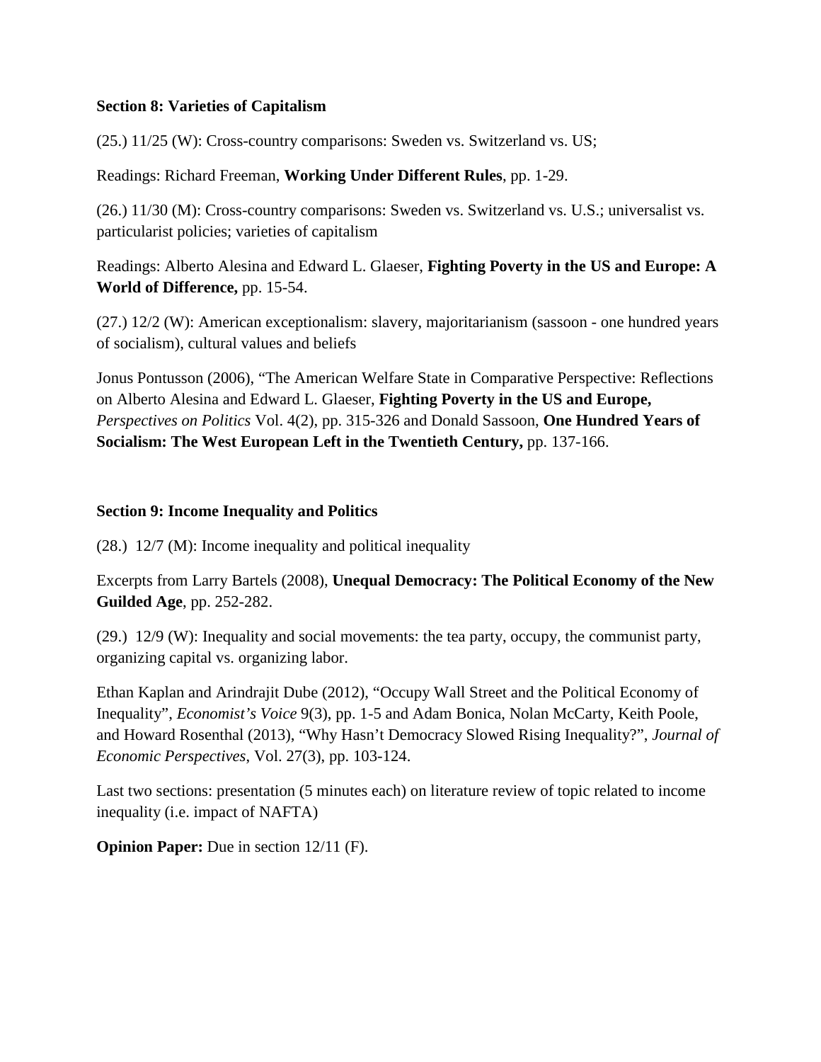**Section 8: Varieties of Capitalism**

(25.) 11/25 (W): Cross-country comparisons: Sweden vs. Switzerland vs. US;

Readings: Richard Freeman, **Working Under Different Rules**, pp. 1-29.

(26.) 11/30 (M): Cross-country comparisons: Sweden vs. Switzerland vs. U.S.; universalist vs. particularist policies; varieties of capitalism

Readings: Alberto Alesina and Edward L. Glaeser, **Fighting Poverty in the US and Europe: A World of Difference,** pp. 15-54.

(27.) 12/2 (W): American exceptionalism: slavery, majoritarianism (sassoon - one hundred years of socialism), cultural values and beliefs

Jonus Pontusson (2006), "The American Welfare State in Comparative Perspective: Reflections on Alberto Alesina and Edward L. Glaeser, **Fighting Poverty in the US and Europe,** *Perspectives on Politics* Vol. 4(2), pp. 315-326 and Donald Sassoon, **One Hundred Years of Socialism: The West European Left in the Twentieth Century,** pp. 137-166.

**Section 9: Income Inequality and Politics**

(28.) 12/7 (M): Income inequality and political inequality

Excerpts from Larry Bartels (2008), **Unequal Democracy: The Political Economy of the New Guilded Age**, pp. 252-282.

(29.) 12/9 (W): Inequality and social movements: the tea party, occupy, the communist party, organizing capital vs. organizing labor.

Ethan Kaplan and Arindrajit Dube (2012), "Occupy Wall Street and the Political Economy of Inequality", *Economist's Voice* 9(3), pp. 1-5 and Adam Bonica, Nolan McCarty, Keith Poole, and Howard Rosenthal (2013), "Why Hasn't Democracy Slowed Rising Inequality?", *Journal of Economic Perspectives*, Vol. 27(3), pp. 103-124.

Last two sections: presentation (5 minutes each) on literature review of topic related to income inequality (i.e. impact of NAFTA)

**Opinion Paper:** Due in section 12/11 (F).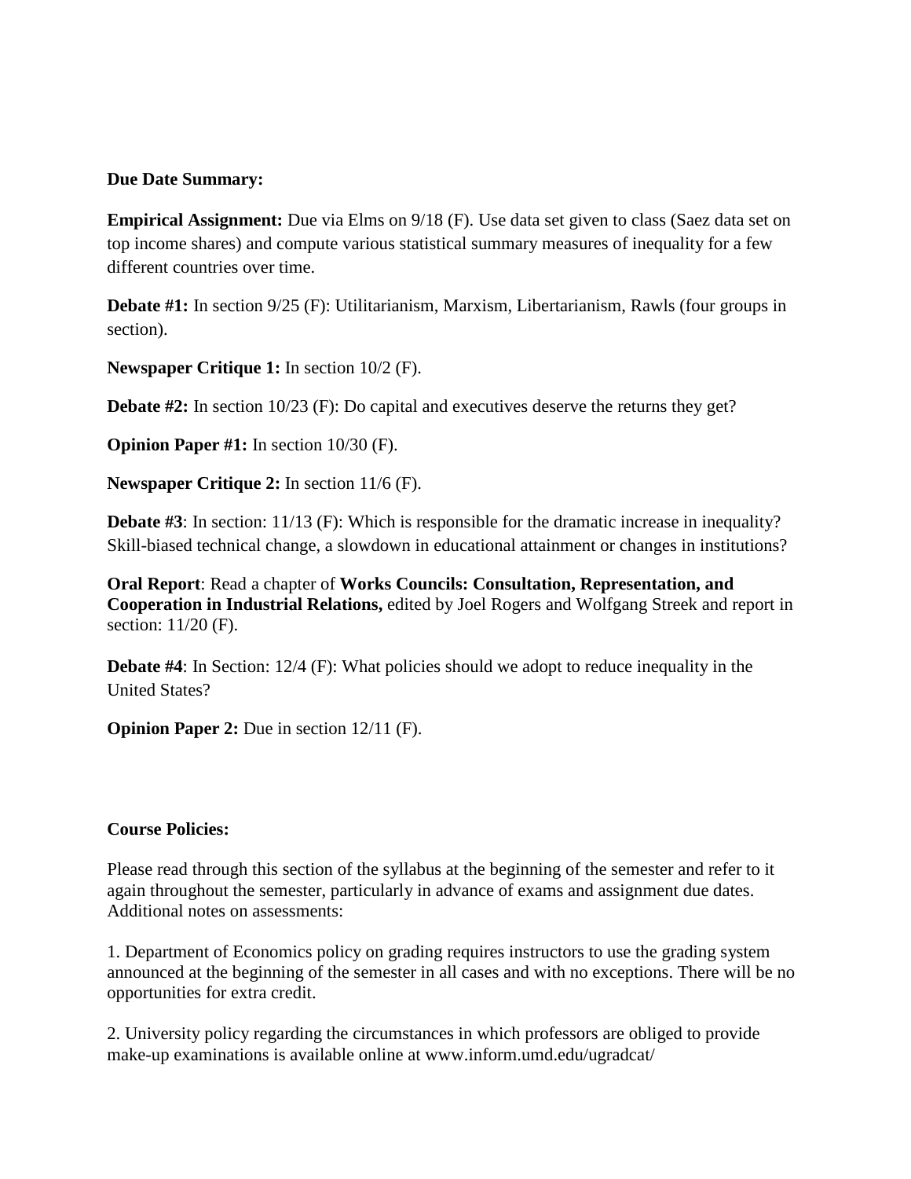**Due Date Summary:**

**Empirical Assignment:** Due via Elms on 9/18 (F). Use data set given to class (Saez data set on top income shares) and compute various statistical summary measures of inequality for a few different countries over time.

**Debate #1:** In section 9/25 (F): Utilitarianism, Marxism, Libertarianism, Rawls (four groups in section).

**Newspaper Critique 1:** In section 10/2 (F).

**Debate #2:** In section 10/23 (F): Do capital and executives deserve the returns they get?

**Opinion Paper #1:** In section 10/30 (F).

**Newspaper Critique 2:** In section 11/6 (F).

**Debate #3**: In section: 11/13 (F): Which is responsible for the dramatic increase in inequality? Skill-biased technical change, a slowdown in educational attainment or changes in institutions?

**Oral Report**: Read a chapter of **Works Councils: Consultation, Representation, and Cooperation in Industrial Relations,** edited by Joel Rogers and Wolfgang Streek and report in section: 11/20 (F).

**Debate #4**: In Section: 12/4 (F): What policies should we adopt to reduce inequality in the United States?

**Opinion Paper 2:** Due in section 12/11 (F).

**Course Policies:**

Please read through this section of the syllabus at the beginning of the semester and refer to it again throughout the semester, particularly in advance of exams and assignment due dates. Additional notes on assessments:

1. Department of Economics policy on grading requires instructors to use the grading system announced at the beginning of the semester in all cases and with no exceptions. There will be no opportunities for extra credit.

2. University policy regarding the circumstances in which professors are obliged to provide make-up examinations is available online at www.inform.umd.edu/ugradcat/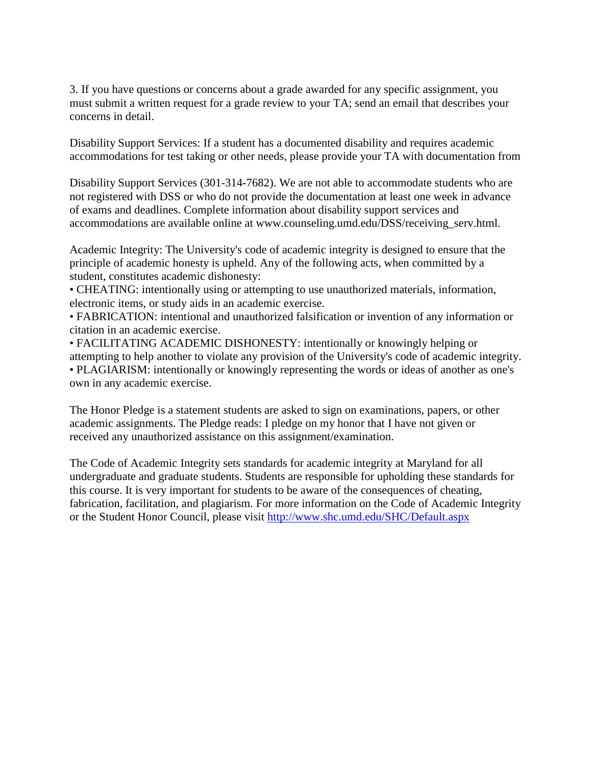3. If you have questions or concerns about a grade awarded for any specific assignment, you must submit a written request for a grade review to your TA; send an email that describes your concerns in detail.

Disability Support Services: If a student has a documented disability and requires academic accommodations for test taking or other needs, please provide your TA with documentation from

Disability Support Services (301-314-7682). We are not able to accommodate students who are not registered with DSS or who do not provide the documentation at least one week in advance of exams and deadlines. Complete information about disability support services and accommodations are available online at www.counseling.umd.edu/DSS/receiving_serv.html.

Academic Integrity: The University's code of academic integrity is designed to ensure that the principle of academic honesty is upheld. Any of the following acts, when committed by a student, constitutes academic dishonesty:

- CHEATING: intentionally using or attempting to use unauthorized materials, information, electronic items, or study aids in an academic exercise.
- FABRICATION: intentional and unauthorized falsification or invention of any information or citation in an academic exercise.
- FACILITATING ACADEMIC DISHONESTY: intentionally or knowingly helping or attempting to help another to violate any provision of the University's code of academic integrity.
- PLAGIARISM: intentionally or knowingly representing the words or ideas of another as one's own in any academic exercise.

The Honor Pledge is a statement students are asked to sign on examinations, papers, or other academic assignments. The Pledge reads: I pledge on my honor that I have not given or received any unauthorized assistance on this assignment/examination.

The Code of Academic Integrity sets standards for academic integrity at Maryland for all undergraduate and graduate students. Students are responsible for upholding these standards for this course. It is very important for students to be aware of the consequences of cheating, fabrication, facilitation, and plagiarism. For more information on the Code of Academic Integrity or the Student Honor Council, please visit http://www.shc.umd.edu/SHC/Default.aspx